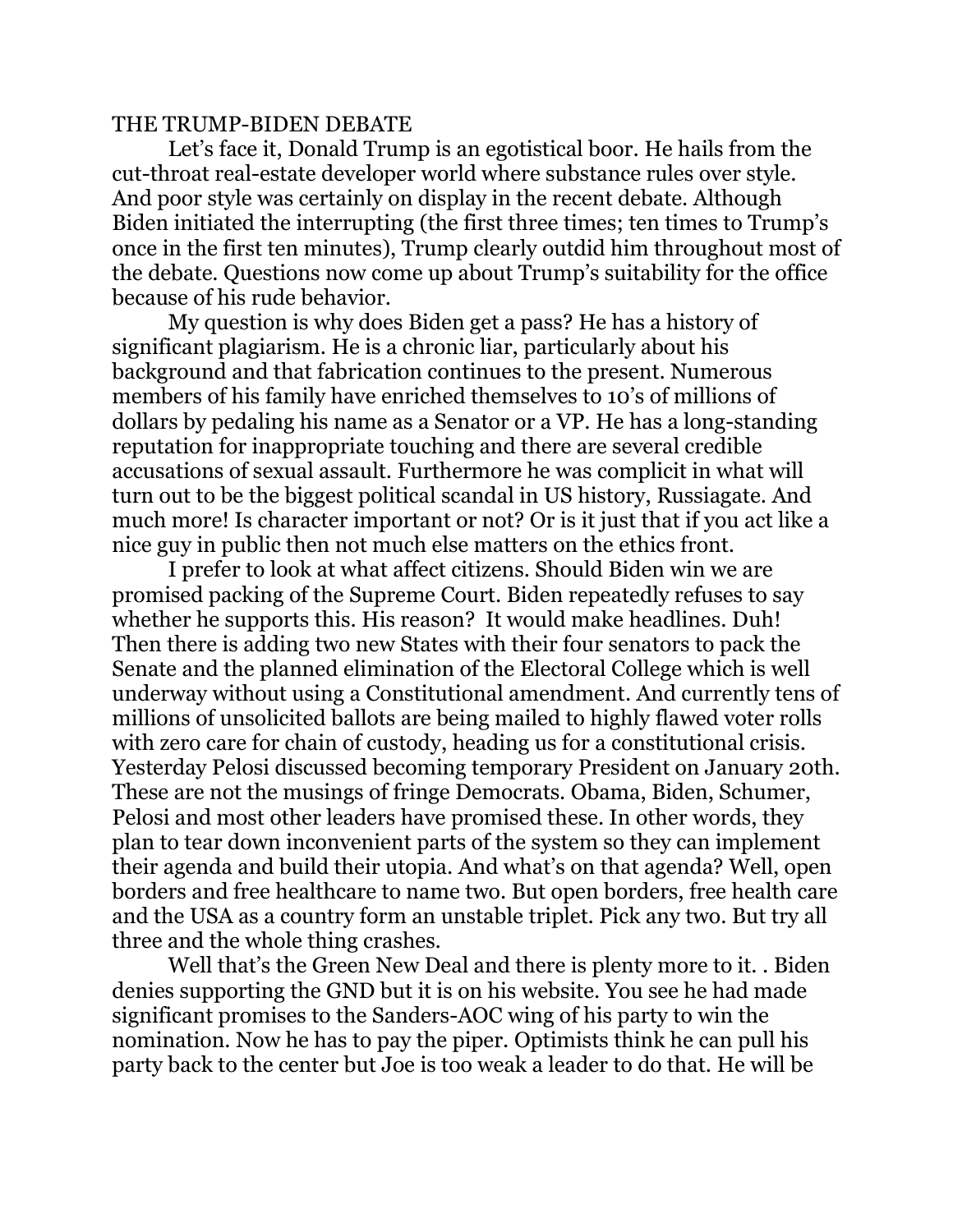# THE TRUMP-BIDEN DEBATE

Let's face it, Donald Trump is an egotistical boor. He hails from the cut-throat real-estate developer world where substance rules over style. And poor style was certainly on display in the recent debate. Although Biden initiated the interrupting (the first three times; ten times to Trump's once in the first ten minutes), Trump clearly outdid him throughout most of the debate. Questions now come up about Trump's suitability for the office because of his rude behavior.

My question is why does Biden get a pass? He has a history of significant plagiarism. He is a chronic liar, particularly about his background and that fabrication continues to the present. Numerous members of his family have enriched themselves to 10's of millions of dollars by pedaling his name as a Senator or a VP. He has a long-standing reputation for inappropriate touching and there are several credible accusations of sexual assault. Furthermore he was complicit in what will turn out to be the biggest political scandal in US history, Russiagate. And much more! Is character important or not? Or is it just that if you act like a nice guy in public then not much else matters on the ethics front.

I prefer to look at what affect citizens. Should Biden win we are promised packing of the Supreme Court. Biden repeatedly refuses to say whether he supports this. His reason?  It would make headlines. Duh! Then there is adding two new States with their four senators to pack the Senate and the planned elimination of the Electoral College which is well underway without using a Constitutional amendment. And currently tens of millions of unsolicited ballots are being mailed to highly flawed voter rolls with zero care for chain of custody, heading us for a constitutional crisis. Yesterday Pelosi discussed becoming temporary President on January 20th. These are not the musings of fringe Democrats. Obama, Biden, Schumer, Pelosi and most other leaders have promised these. In other words, they plan to tear down inconvenient parts of the system so they can implement their agenda and build their utopia. And what's on that agenda? Well, open borders and free healthcare to name two. But open borders, free health care and the USA as a country form an unstable triplet. Pick any two. But try all three and the whole thing crashes.

Well that's the Green New Deal and there is plenty more to it. . Biden denies supporting the GND but it is on his website. You see he had made significant promises to the Sanders-AOC wing of his party to win the nomination. Now he has to pay the piper. Optimists think he can pull his party back to the center but Joe is too weak a leader to do that. He will be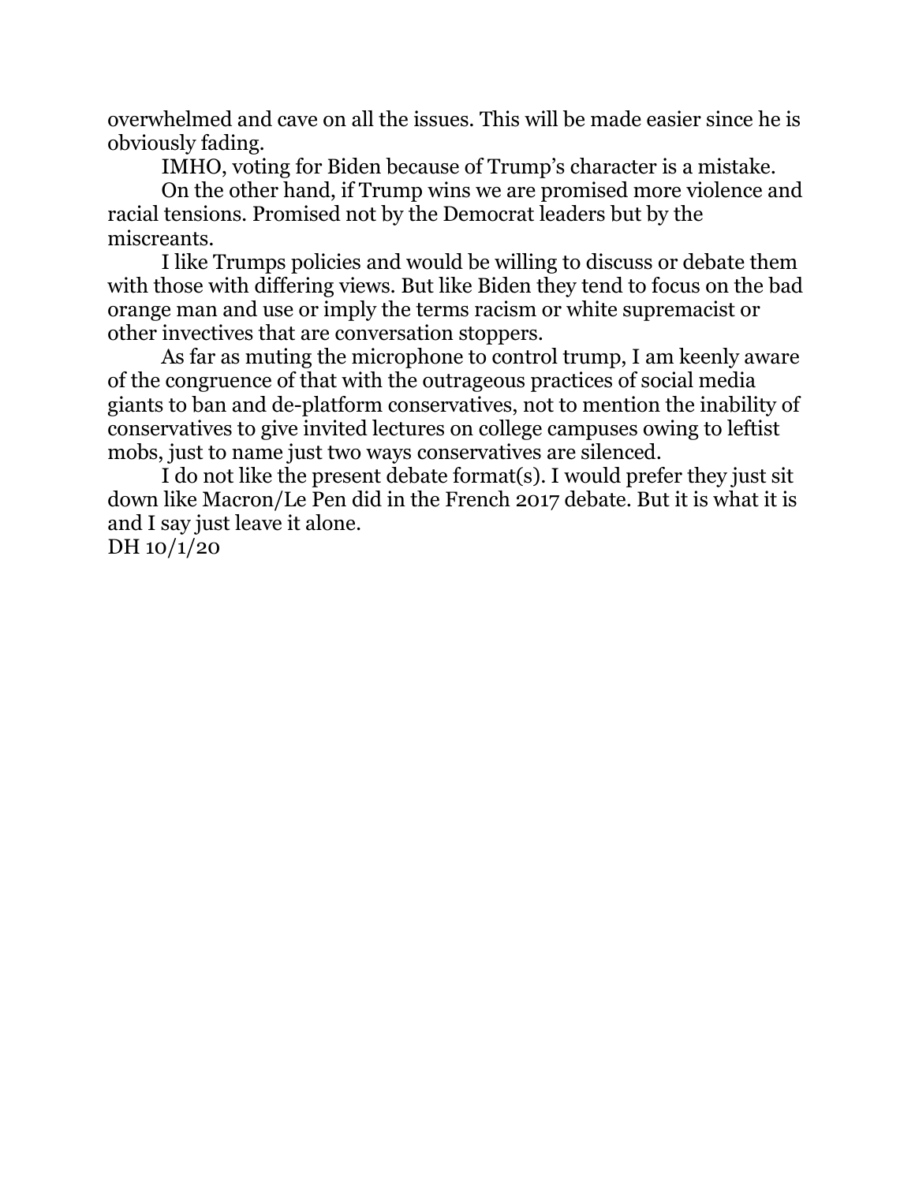overwhelmed and cave on all the issues. This will be made easier since he is obviously fading.

IMHO, voting for Biden because of Trump's character is a mistake.

On the other hand, if Trump wins we are promised more violence and racial tensions. Promised not by the Democrat leaders but by the miscreants.

I like Trumps policies and would be willing to discuss or debate them with those with differing views. But like Biden they tend to focus on the bad orange man and use or imply the terms racism or white supremacist or other invectives that are conversation stoppers.

As far as muting the microphone to control trump, I am keenly aware of the congruence of that with the outrageous practices of social media giants to ban and de-platform conservatives, not to mention the inability of conservatives to give invited lectures on college campuses owing to leftist mobs, just to name just two ways conservatives are silenced.

I do not like the present debate format(s). I would prefer they just sit down like Macron/Le Pen did in the French 2017 debate. But it is what it is and I say just leave it alone.

DH 10/1/20